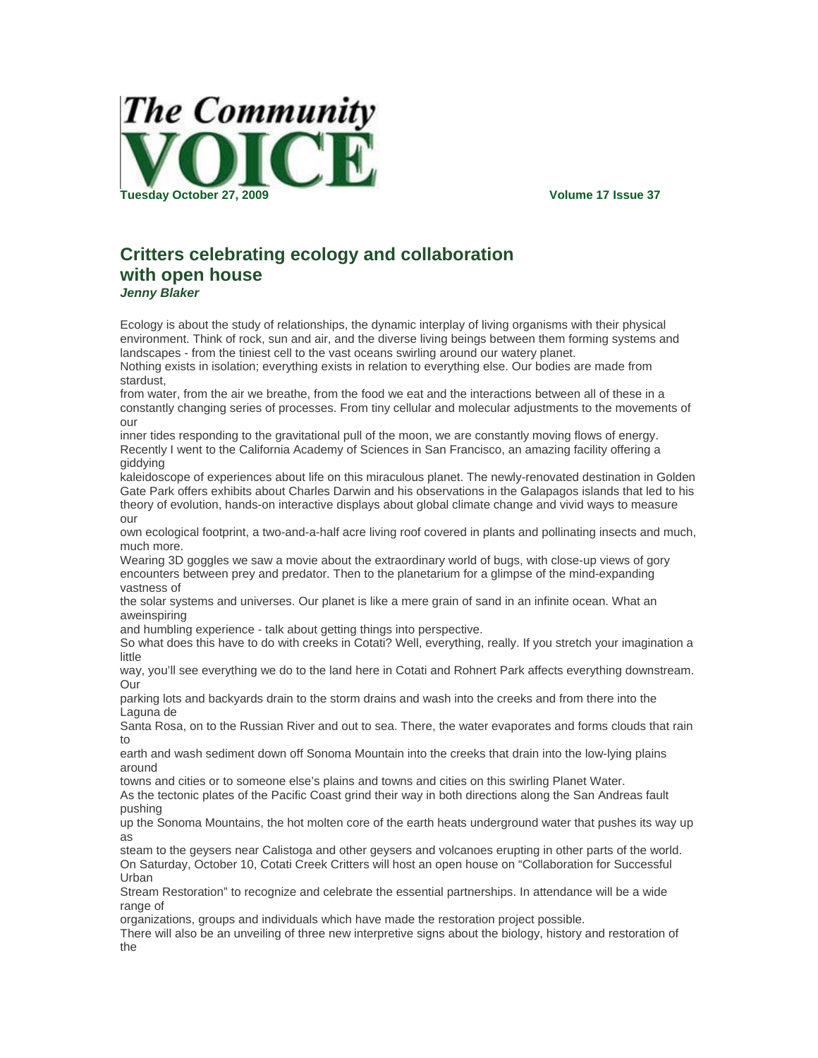# The Community VOICE

**Tuesday October 27, 2009** **Volume 17 Issue 37**

## Critters celebrating ecology and collaboration with open house

***Jenny Blaker***

Ecology is about the study of relationships, the dynamic interplay of living organisms with their physical environment. Think of rock, sun and air, and the diverse living beings between them forming systems and landscapes - from the tiniest cell to the vast oceans swirling around our watery planet.

Nothing exists in isolation; everything exists in relation to everything else. Our bodies are made from stardust, from water, from the air we breathe, from the food we eat and the interactions between all of these in a constantly changing series of processes. From tiny cellular and molecular adjustments to the movements of our inner tides responding to the gravitational pull of the moon, we are constantly moving flows of energy.

Recently I went to the California Academy of Sciences in San Francisco, an amazing facility offering a giddying kaleidoscope of experiences about life on this miraculous planet. The newly-renovated destination in Golden Gate Park offers exhibits about Charles Darwin and his observations in the Galapagos islands that led to his theory of evolution, hands-on interactive displays about global climate change and vivid ways to measure our own ecological footprint, a two-and-a-half acre living roof covered in plants and pollinating insects and much, much more.

Wearing 3D goggles we saw a movie about the extraordinary world of bugs, with close-up views of gory encounters between prey and predator. Then to the planetarium for a glimpse of the mind-expanding vastness of the solar systems and universes. Our planet is like a mere grain of sand in an infinite ocean. What an aweinspiring and humbling experience - talk about getting things into perspective.

So what does this have to do with creeks in Cotati? Well, everything, really. If you stretch your imagination a little way, you'll see everything we do to the land here in Cotati and Rohnert Park affects everything downstream. Our parking lots and backyards drain to the storm drains and wash into the creeks and from there into the Laguna de Santa Rosa, on to the Russian River and out to sea. There, the water evaporates and forms clouds that rain to earth and wash sediment down off Sonoma Mountain into the creeks that drain into the low-lying plains around towns and cities or to someone else's plains and towns and cities on this swirling Planet Water.

As the tectonic plates of the Pacific Coast grind their way in both directions along the San Andreas fault pushing up the Sonoma Mountains, the hot molten core of the earth heats underground water that pushes its way up as steam to the geysers near Calistoga and other geysers and volcanoes erupting in other parts of the world.

On Saturday, October 10, Cotati Creek Critters will host an open house on "Collaboration for Successful Urban Stream Restoration" to recognize and celebrate the essential partnerships. In attendance will be a wide range of organizations, groups and individuals which have made the restoration project possible.

There will also be an unveiling of three new interpretive signs about the biology, history and restoration of the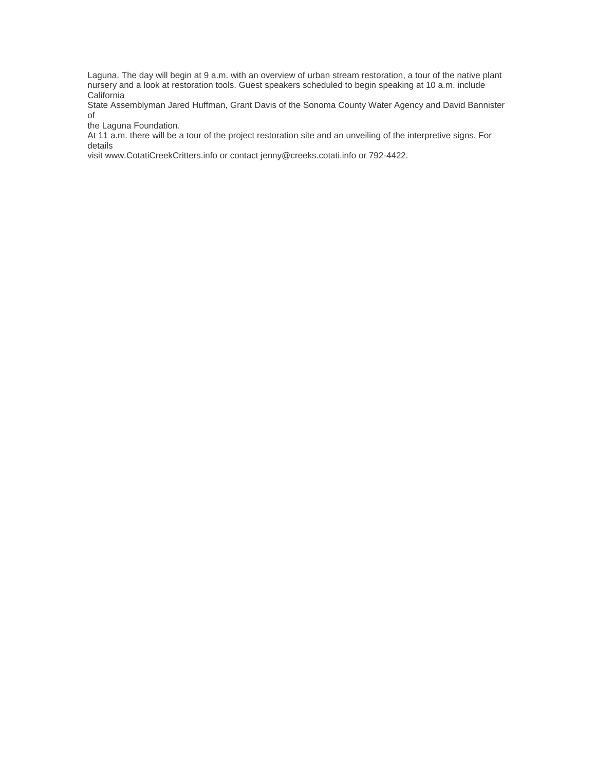Laguna. The day will begin at 9 a.m. with an overview of urban stream restoration, a tour of the native plant nursery and a look at restoration tools. Guest speakers scheduled to begin speaking at 10 a.m. include California State Assemblyman Jared Huffman, Grant Davis of the Sonoma County Water Agency and David Bannister of the Laguna Foundation.

At 11 a.m. there will be a tour of the project restoration site and an unveiling of the interpretive signs. For details visit www.CotatiCreekCritters.info or contact jenny@creeks.cotati.info or 792-4422.